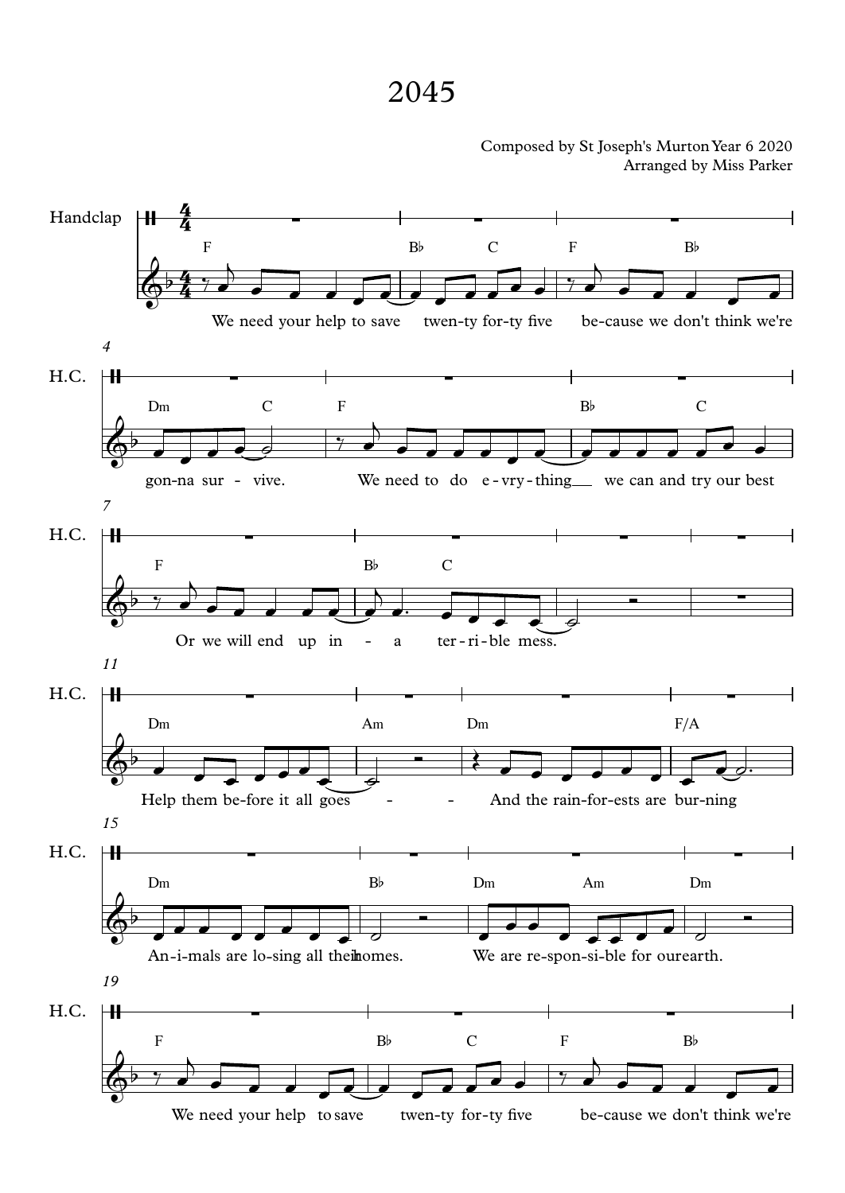# 2045

Composed by St Joseph's Murton Year 6 2020
Arranged by Miss Parker

Handclap

F B♭ C F B♭

We need your help to save twen-ty for-ty five be-cause we don't think we're

Dm C F B♭ C

gon-na sur - vive. We need to do e-vry-thing we can and try our best

F B♭ C

Or we will end up in - a ter-ri-ble mess.

Dm Am Dm F/A

Help them be-fore it all goes - - And the rain-for-ests are bur-ning

Dm B♭ Dm Am Dm

An-i-mals are lo-sing all their homes. We are re-spon-si-ble for our earth.

F B♭ C F B♭

We need your help to save twen-ty for-ty five be-cause we don't think we're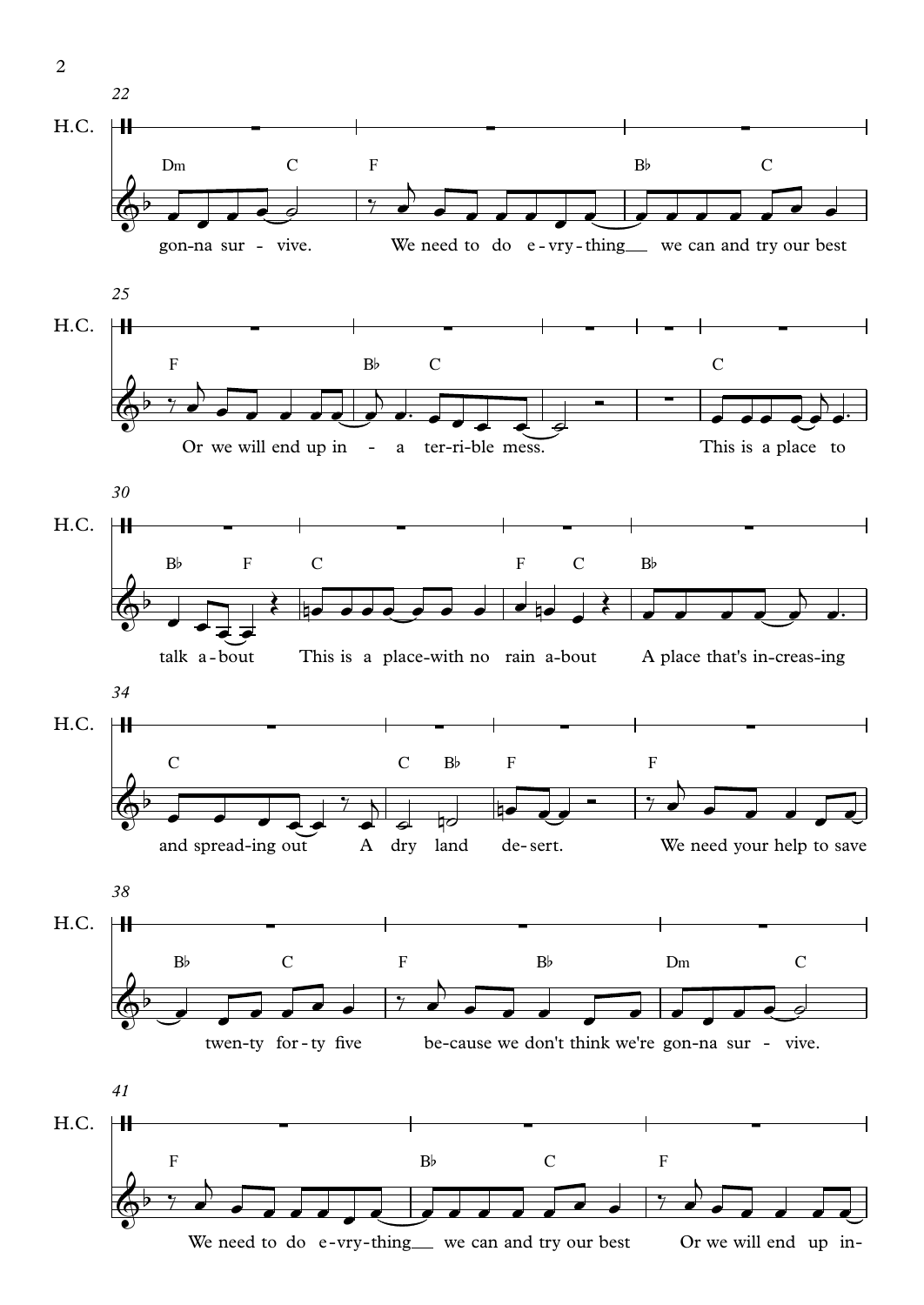22

H.C.

Dm C F B♭ C

gon-na sur - vive. We need to do e-vry-thing__ we can and try our best

25

H.C.

F B♭ C C

Or we will end up in - a ter-ri-ble mess. This is a place to

30

H.C.

B♭ F C F C B♭

talk a-bout This is a place-with no rain a-bout A place that's in-creas-ing

34

H.C.

C C B♭ F F

and spread-ing out A dry land de-sert. We need your help to save

38

H.C.

B♭ C F B♭ Dm C

twen-ty for-ty five be-cause we don't think we're gon-na sur - vive.

41

H.C.

F B♭ C F

We need to do e-vry-thing__ we can and try our best Or we will end up in-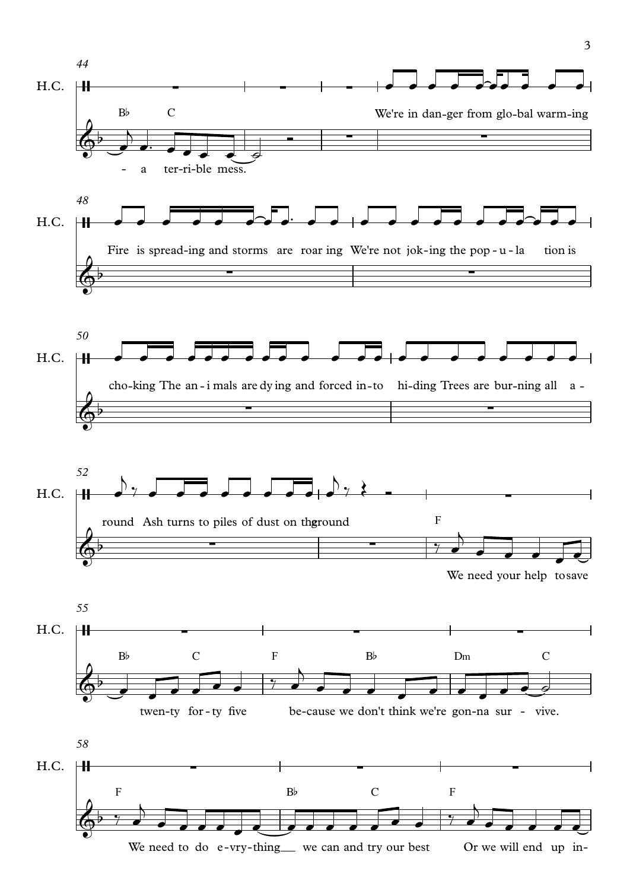44

H.C.

B♭ C

We're in danger from glo-bal warm-ing

- a ter-ri-ble mess.

48

H.C.

Fire is spread-ing and storms are roar ing We're not jok-ing the pop - u - la tion is

50

H.C.

cho-king The an - i mals are dy ing and forced in-to hi-ding Trees are bur-ning all a -

52

H.C.

round Ash turns to piles of dust on the ground

F

We need your help to save

55

H.C.

B♭ C F B♭ Dm C

twen-ty for - ty five be-cause we don't think we're gon-na sur - vive.

58

H.C.

F B♭ C F

We need to do e - vry-thing___ we can and try our best Or we will end up in-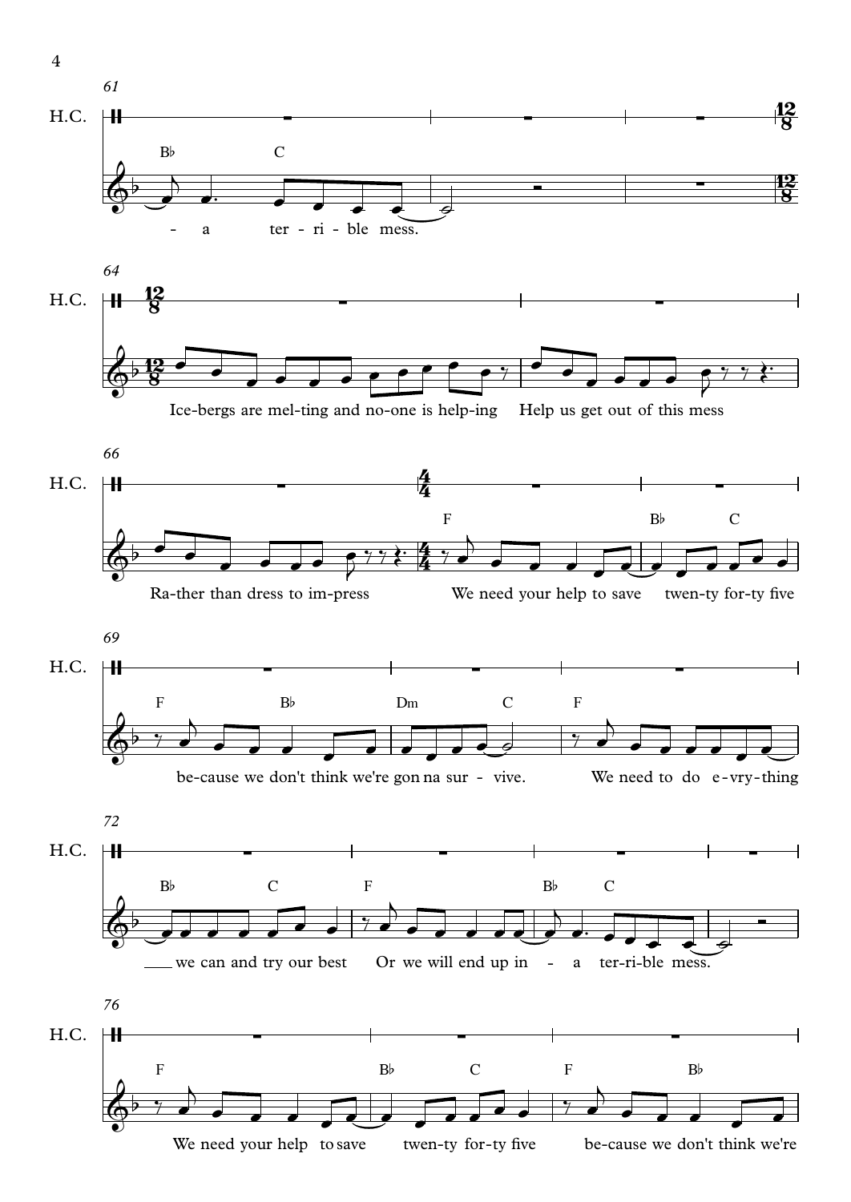61

H.C.

B♭ C

- a ter - ri - ble mess.

64

H.C.

Ice-bergs are mel-ting and no-one is help-ing Help us get out of this mess

66

H.C.

F B♭ C

Ra-ther than dress to im-press We need your help to save twen-ty for-ty five

69

H.C.

F B♭ Dm C F

be-cause we don't think we're gon na sur - vive. We need to do e-vry-thing

72

H.C.

B♭ C F B♭ C

we can and try our best Or we will end up in - a ter-ri-ble mess.

76

H.C.

F B♭ C F B♭

We need your help to save twen-ty for-ty five be-cause we don't think we're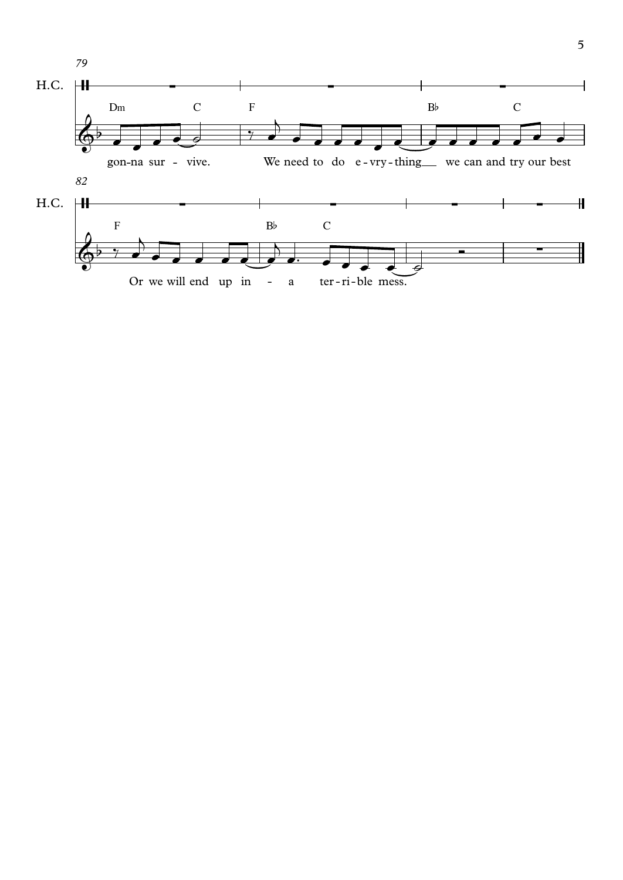79

H.C.

Dm C F B♭ C

gon-na sur - vive. We need to do e - vry - thing __ we can and try our best

82

H.C.

F B♭ C

Or we will end up in - a ter - ri - ble mess.